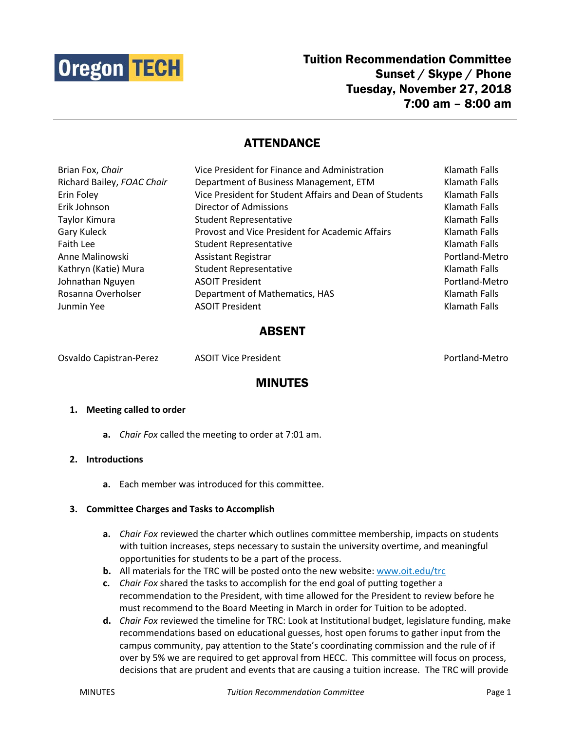**Oregon TECH**

# Tuition Recommendation Committee
## Sunset / Skype / Phone
## Tuesday, November 27, 2018
## 7:00 am – 8:00 am

## ATTENDANCE

| | | |
|---|---|---|
| Brian Fox, *Chair* | Vice President for Finance and Administration | Klamath Falls |
| Richard Bailey, *FOAC Chair* | Department of Business Management, ETM | Klamath Falls |
| Erin Foley | Vice President for Student Affairs and Dean of Students | Klamath Falls |
| Erik Johnson | Director of Admissions | Klamath Falls |
| Taylor Kimura | Student Representative | Klamath Falls |
| Gary Kuleck | Provost and Vice President for Academic Affairs | Klamath Falls |
| Faith Lee | Student Representative | Klamath Falls |
| Anne Malinowski | Assistant Registrar | Portland-Metro |
| Kathryn (Katie) Mura | Student Representative | Klamath Falls |
| Johnathan Nguyen | ASOIT President | Portland-Metro |
| Rosanna Overholser | Department of Mathematics, HAS | Klamath Falls |
| Junmin Yee | ASOIT President | Klamath Falls |

## ABSENT

| | | |
|---|---|---|
| Osvaldo Capistran-Perez | ASOIT Vice President | Portland-Metro |

## MINUTES

1. **Meeting called to order**
   a. *Chair Fox* called the meeting to order at 7:01 am.

2. **Introductions**
   a. Each member was introduced for this committee.

3. **Committee Charges and Tasks to Accomplish**
   a. *Chair Fox* reviewed the charter which outlines committee membership, impacts on students with tuition increases, steps necessary to sustain the university overtime, and meaningful opportunities for students to be a part of the process.
   b. All materials for the TRC will be posted onto the new website: [www.oit.edu/trc](www.oit.edu/trc)
   c. *Chair Fox* shared the tasks to accomplish for the end goal of putting together a recommendation to the President, with time allowed for the President to review before he must recommend to the Board Meeting in March in order for Tuition to be adopted.
   d. *Chair Fox* reviewed the timeline for TRC: Look at Institutional budget, legislature funding, make recommendations based on educational guesses, host open forums to gather input from the campus community, pay attention to the State's coordinating commission and the rule of if over by 5% we are required to get approval from HECC. This committee will focus on process, decisions that are prudent and events that are causing a tuition increase. The TRC will provide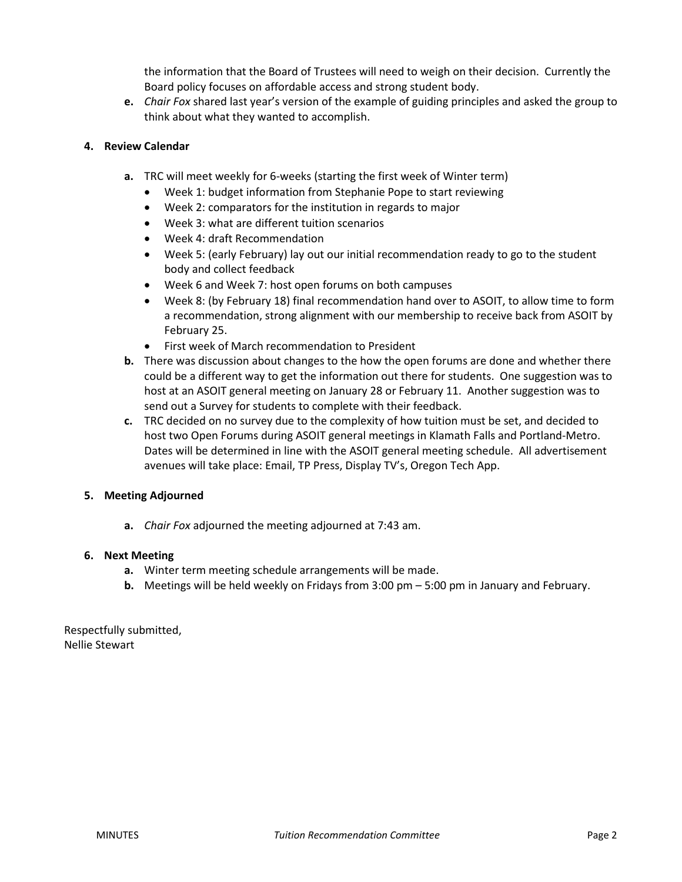the information that the Board of Trustees will need to weigh on their decision. Currently the Board policy focuses on affordable access and strong student body.

**e.** *Chair Fox* shared last year's version of the example of guiding principles and asked the group to think about what they wanted to accomplish.

**4. Review Calendar**

**a.** TRC will meet weekly for 6-weeks (starting the first week of Winter term)

- Week 1: budget information from Stephanie Pope to start reviewing
- Week 2: comparators for the institution in regards to major
- Week 3: what are different tuition scenarios
- Week 4: draft Recommendation
- Week 5: (early February) lay out our initial recommendation ready to go to the student body and collect feedback
- Week 6 and Week 7: host open forums on both campuses
- Week 8: (by February 18) final recommendation hand over to ASOIT, to allow time to form a recommendation, strong alignment with our membership to receive back from ASOIT by February 25.
- First week of March recommendation to President

**b.** There was discussion about changes to the how the open forums are done and whether there could be a different way to get the information out there for students. One suggestion was to host at an ASOIT general meeting on January 28 or February 11. Another suggestion was to send out a Survey for students to complete with their feedback.

**c.** TRC decided on no survey due to the complexity of how tuition must be set, and decided to host two Open Forums during ASOIT general meetings in Klamath Falls and Portland-Metro. Dates will be determined in line with the ASOIT general meeting schedule. All advertisement avenues will take place: Email, TP Press, Display TV's, Oregon Tech App.

**5. Meeting Adjourned**

**a.** *Chair Fox* adjourned the meeting adjourned at 7:43 am.

**6. Next Meeting**

**a.** Winter term meeting schedule arrangements will be made.

**b.** Meetings will be held weekly on Fridays from 3:00 pm – 5:00 pm in January and February.

Respectfully submitted,
Nellie Stewart